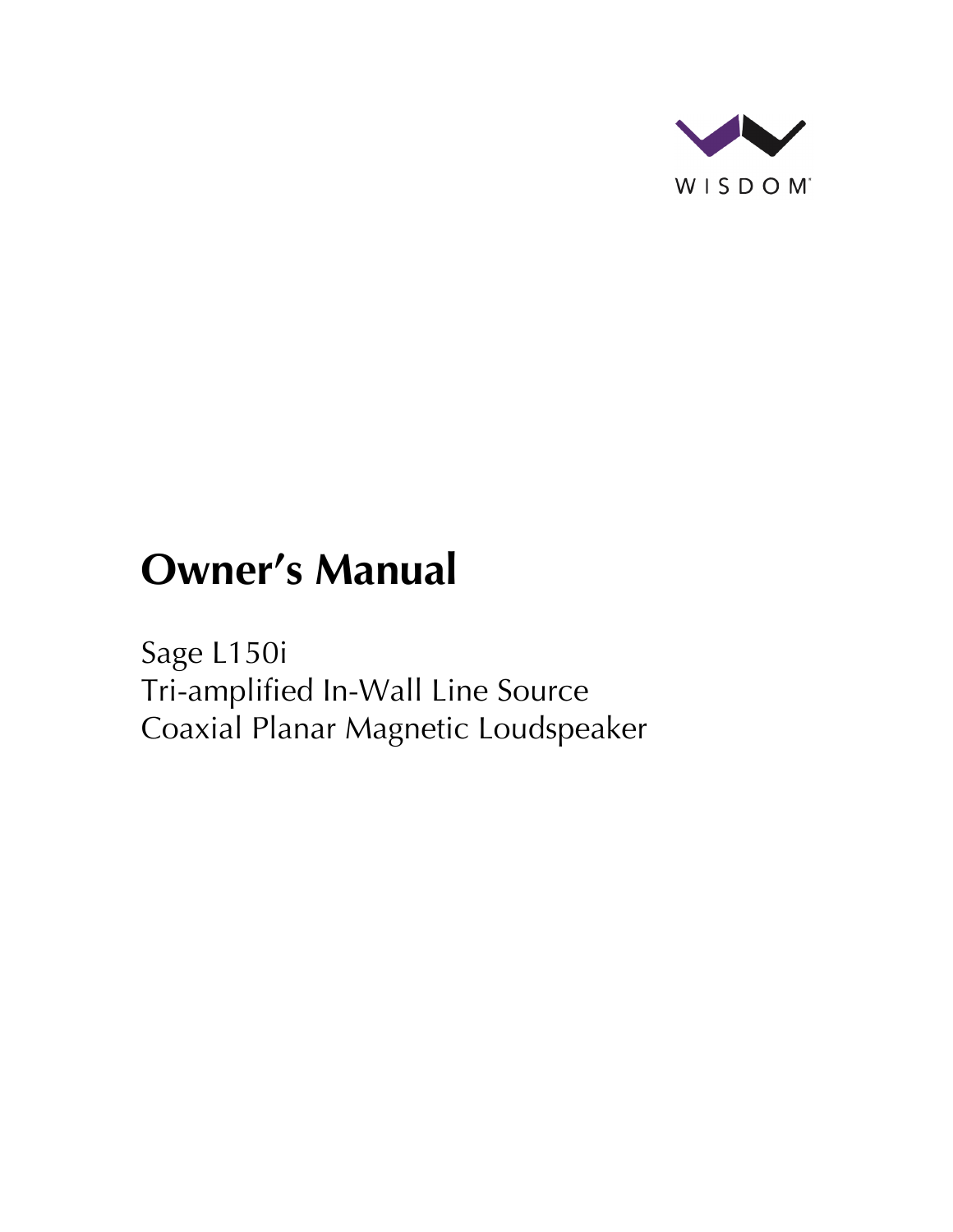WISDOM

# Owner's Manual

Sage L150i
Tri-amplified In-Wall Line Source
Coaxial Planar Magnetic Loudspeaker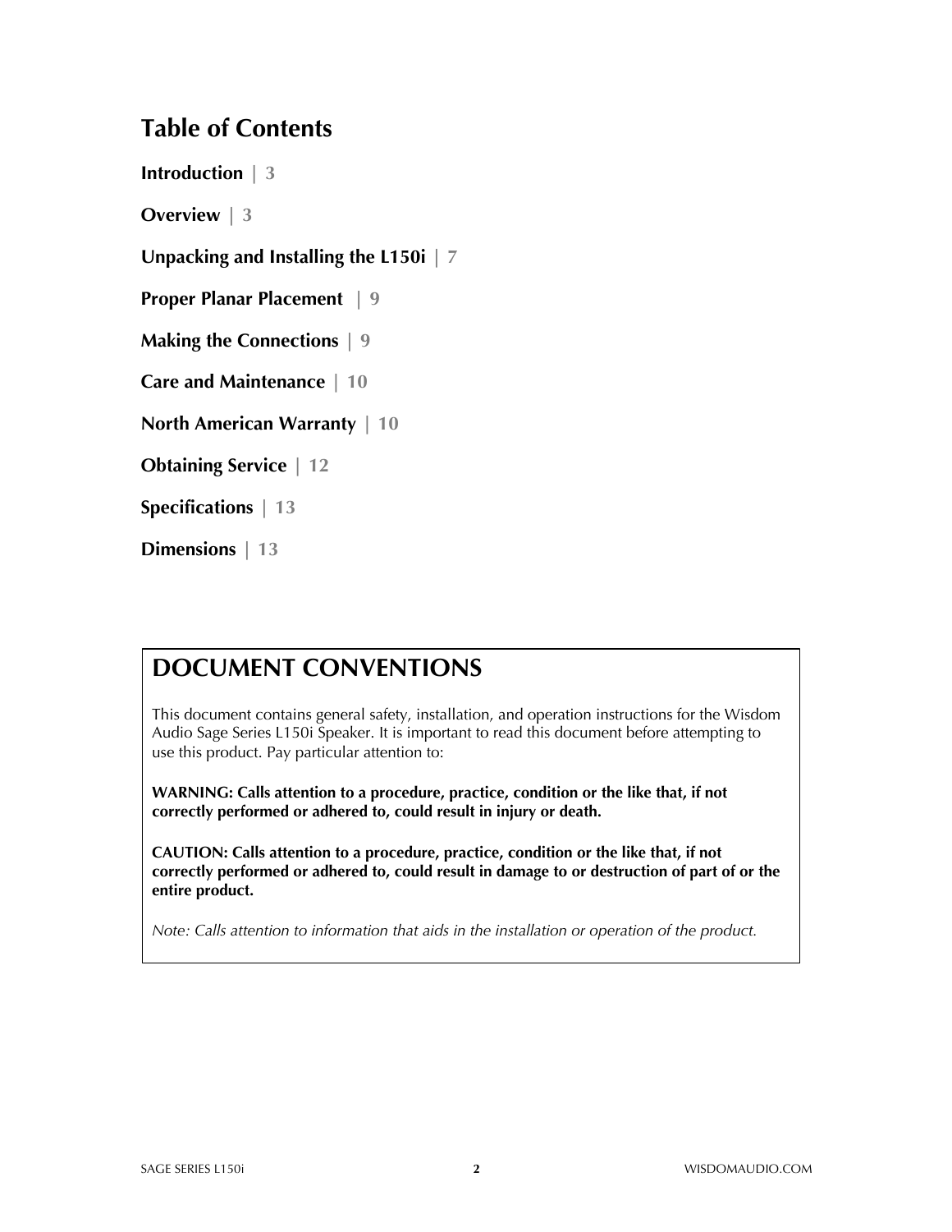# Table of Contents

**Introduction** | 3

**Overview** | 3

**Unpacking and Installing the L150i** | 7

**Proper Planar Placement** | 9

**Making the Connections** | 9

**Care and Maintenance** | 10

**North American Warranty** | 10

**Obtaining Service** | 12

**Specifications** | 13

**Dimensions** | 13

## DOCUMENT CONVENTIONS

This document contains general safety, installation, and operation instructions for the Wisdom Audio Sage Series L150i Speaker. It is important to read this document before attempting to use this product. Pay particular attention to:

**WARNING: Calls attention to a procedure, practice, condition or the like that, if not correctly performed or adhered to, could result in injury or death.**

**CAUTION: Calls attention to a procedure, practice, condition or the like that, if not correctly performed or adhered to, could result in damage to or destruction of part of or the entire product.**

*Note: Calls attention to information that aids in the installation or operation of the product.*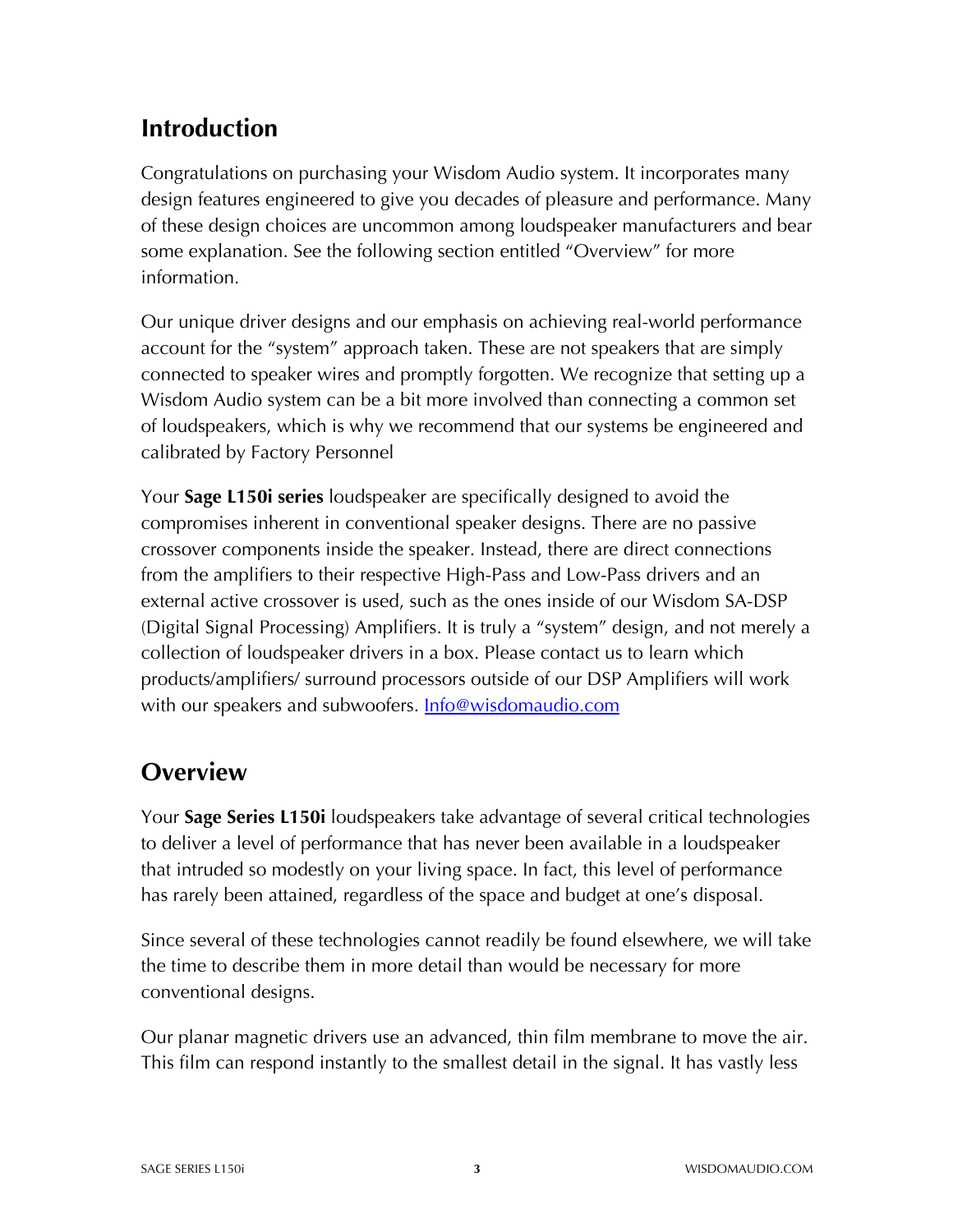## Introduction

Congratulations on purchasing your Wisdom Audio system. It incorporates many design features engineered to give you decades of pleasure and performance. Many of these design choices are uncommon among loudspeaker manufacturers and bear some explanation. See the following section entitled "Overview" for more information.

Our unique driver designs and our emphasis on achieving real-world performance account for the "system" approach taken. These are not speakers that are simply connected to speaker wires and promptly forgotten. We recognize that setting up a Wisdom Audio system can be a bit more involved than connecting a common set of loudspeakers, which is why we recommend that our systems be engineered and calibrated by Factory Personnel

Your **Sage L150i series** loudspeaker are specifically designed to avoid the compromises inherent in conventional speaker designs. There are no passive crossover components inside the speaker. Instead, there are direct connections from the amplifiers to their respective High-Pass and Low-Pass drivers and an external active crossover is used, such as the ones inside of our Wisdom SA-DSP (Digital Signal Processing) Amplifiers. It is truly a "system" design, and not merely a collection of loudspeaker drivers in a box. Please contact us to learn which products/amplifiers/ surround processors outside of our DSP Amplifiers will work with our speakers and subwoofers. Info@wisdomaudio.com

## Overview

Your **Sage Series L150i** loudspeakers take advantage of several critical technologies to deliver a level of performance that has never been available in a loudspeaker that intruded so modestly on your living space. In fact, this level of performance has rarely been attained, regardless of the space and budget at one's disposal.

Since several of these technologies cannot readily be found elsewhere, we will take the time to describe them in more detail than would be necessary for more conventional designs.

Our planar magnetic drivers use an advanced, thin film membrane to move the air. This film can respond instantly to the smallest detail in the signal. It has vastly less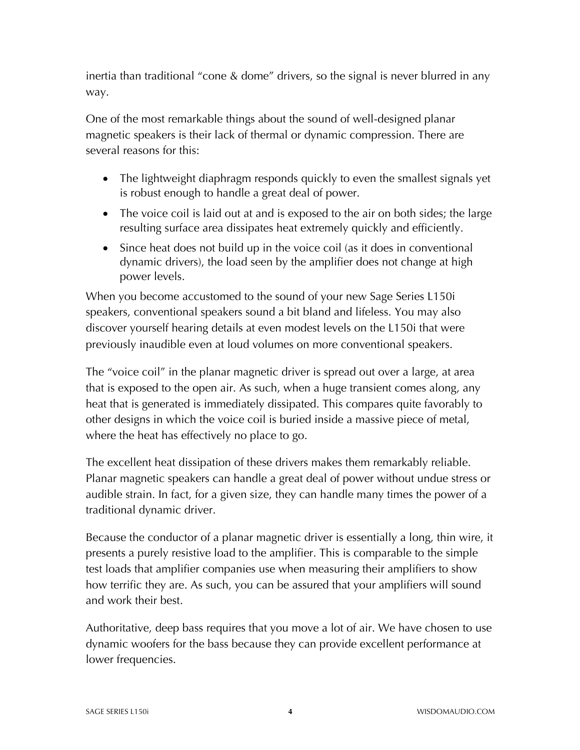inertia than traditional "cone & dome" drivers, so the signal is never blurred in any way.

One of the most remarkable things about the sound of well-designed planar magnetic speakers is their lack of thermal or dynamic compression. There are several reasons for this:

- The lightweight diaphragm responds quickly to even the smallest signals yet is robust enough to handle a great deal of power.
- The voice coil is laid out at and is exposed to the air on both sides; the large resulting surface area dissipates heat extremely quickly and efficiently.
- Since heat does not build up in the voice coil (as it does in conventional dynamic drivers), the load seen by the amplifier does not change at high power levels.

When you become accustomed to the sound of your new Sage Series L150i speakers, conventional speakers sound a bit bland and lifeless. You may also discover yourself hearing details at even modest levels on the L150i that were previously inaudible even at loud volumes on more conventional speakers.

The "voice coil" in the planar magnetic driver is spread out over a large, at area that is exposed to the open air. As such, when a huge transient comes along, any heat that is generated is immediately dissipated. This compares quite favorably to other designs in which the voice coil is buried inside a massive piece of metal, where the heat has effectively no place to go.

The excellent heat dissipation of these drivers makes them remarkably reliable. Planar magnetic speakers can handle a great deal of power without undue stress or audible strain. In fact, for a given size, they can handle many times the power of a traditional dynamic driver.

Because the conductor of a planar magnetic driver is essentially a long, thin wire, it presents a purely resistive load to the amplifier. This is comparable to the simple test loads that amplifier companies use when measuring their amplifiers to show how terrific they are. As such, you can be assured that your amplifiers will sound and work their best.

Authoritative, deep bass requires that you move a lot of air. We have chosen to use dynamic woofers for the bass because they can provide excellent performance at lower frequencies.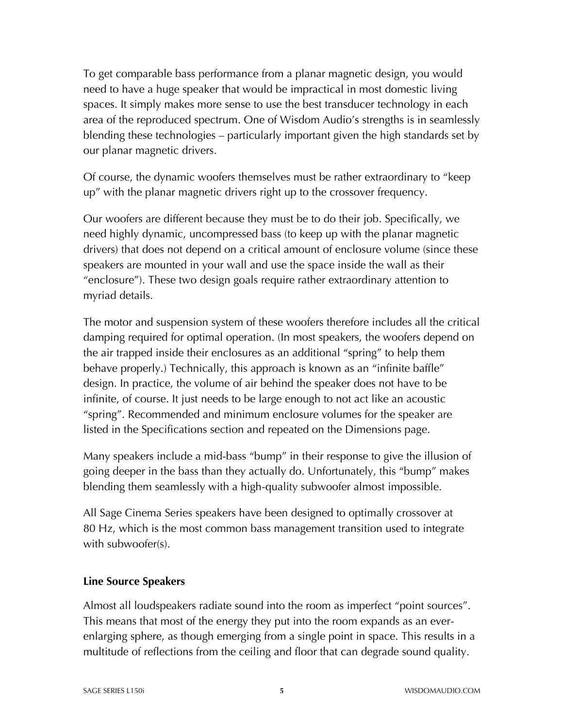To get comparable bass performance from a planar magnetic design, you would need to have a huge speaker that would be impractical in most domestic living spaces. It simply makes more sense to use the best transducer technology in each area of the reproduced spectrum. One of Wisdom Audio's strengths is in seamlessly blending these technologies – particularly important given the high standards set by our planar magnetic drivers.

Of course, the dynamic woofers themselves must be rather extraordinary to "keep up" with the planar magnetic drivers right up to the crossover frequency.

Our woofers are different because they must be to do their job. Specifically, we need highly dynamic, uncompressed bass (to keep up with the planar magnetic drivers) that does not depend on a critical amount of enclosure volume (since these speakers are mounted in your wall and use the space inside the wall as their "enclosure"). These two design goals require rather extraordinary attention to myriad details.

The motor and suspension system of these woofers therefore includes all the critical damping required for optimal operation. (In most speakers, the woofers depend on the air trapped inside their enclosures as an additional "spring" to help them behave properly.) Technically, this approach is known as an "infinite baffle" design. In practice, the volume of air behind the speaker does not have to be infinite, of course. It just needs to be large enough to not act like an acoustic "spring". Recommended and minimum enclosure volumes for the speaker are listed in the Specifications section and repeated on the Dimensions page.

Many speakers include a mid-bass "bump" in their response to give the illusion of going deeper in the bass than they actually do. Unfortunately, this "bump" makes blending them seamlessly with a high-quality subwoofer almost impossible.

All Sage Cinema Series speakers have been designed to optimally crossover at 80 Hz, which is the most common bass management transition used to integrate with subwoofer(s).

### Line Source Speakers

Almost all loudspeakers radiate sound into the room as imperfect "point sources". This means that most of the energy they put into the room expands as an ever-enlarging sphere, as though emerging from a single point in space. This results in a multitude of reflections from the ceiling and floor that can degrade sound quality.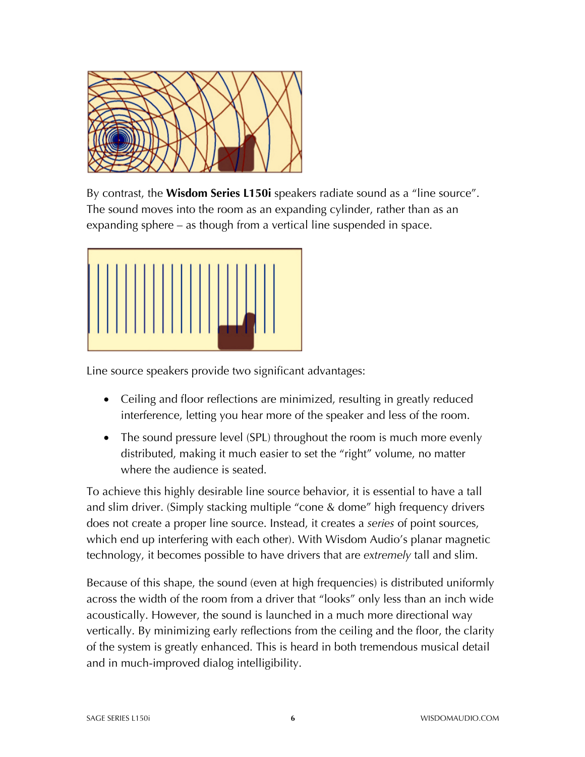By contrast, the **Wisdom Series L150i** speakers radiate sound as a "line source". The sound moves into the room as an expanding cylinder, rather than as an expanding sphere – as though from a vertical line suspended in space.

Line source speakers provide two significant advantages:

- Ceiling and floor reflections are minimized, resulting in greatly reduced interference, letting you hear more of the speaker and less of the room.
- The sound pressure level (SPL) throughout the room is much more evenly distributed, making it much easier to set the "right" volume, no matter where the audience is seated.

To achieve this highly desirable line source behavior, it is essential to have a tall and slim driver. (Simply stacking multiple "cone & dome" high frequency drivers does not create a proper line source. Instead, it creates a *series* of point sources, which end up interfering with each other). With Wisdom Audio's planar magnetic technology, it becomes possible to have drivers that are *extremely* tall and slim.

Because of this shape, the sound (even at high frequencies) is distributed uniformly across the width of the room from a driver that "looks" only less than an inch wide acoustically. However, the sound is launched in a much more directional way vertically. By minimizing early reflections from the ceiling and the floor, the clarity of the system is greatly enhanced. This is heard in both tremendous musical detail and in much-improved dialog intelligibility.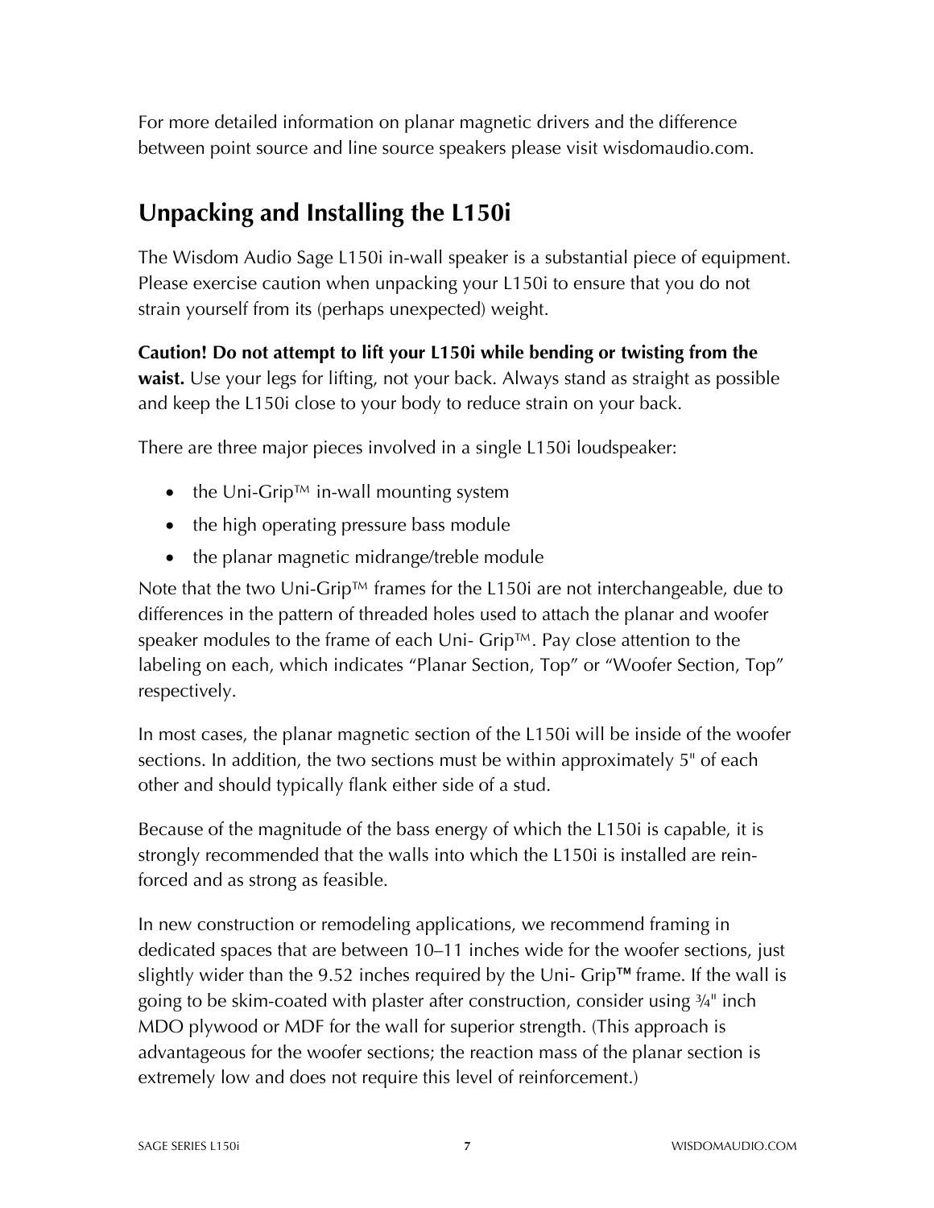For more detailed information on planar magnetic drivers and the difference between point source and line source speakers please visit wisdomaudio.com.

## Unpacking and Installing the L150i

The Wisdom Audio Sage L150i in-wall speaker is a substantial piece of equipment. Please exercise caution when unpacking your L150i to ensure that you do not strain yourself from its (perhaps unexpected) weight.

**Caution! Do not attempt to lift your L150i while bending or twisting from the waist.** Use your legs for lifting, not your back. Always stand as straight as possible and keep the L150i close to your body to reduce strain on your back.

There are three major pieces involved in a single L150i loudspeaker:

- the Uni-Grip™ in-wall mounting system
- the high operating pressure bass module
- the planar magnetic midrange/treble module

Note that the two Uni-Grip™ frames for the L150i are not interchangeable, due to differences in the pattern of threaded holes used to attach the planar and woofer speaker modules to the frame of each Uni- Grip™. Pay close attention to the labeling on each, which indicates "Planar Section, Top" or "Woofer Section, Top" respectively.

In most cases, the planar magnetic section of the L150i will be inside of the woofer sections. In addition, the two sections must be within approximately 5" of each other and should typically flank either side of a stud.

Because of the magnitude of the bass energy of which the L150i is capable, it is strongly recommended that the walls into which the L150i is installed are rein-forced and as strong as feasible.

In new construction or remodeling applications, we recommend framing in dedicated spaces that are between 10–11 inches wide for the woofer sections, just slightly wider than the 9.52 inches required by the Uni- Grip™ frame. If the wall is going to be skim-coated with plaster after construction, consider using ¾" inch MDO plywood or MDF for the wall for superior strength. (This approach is advantageous for the woofer sections; the reaction mass of the planar section is extremely low and does not require this level of reinforcement.)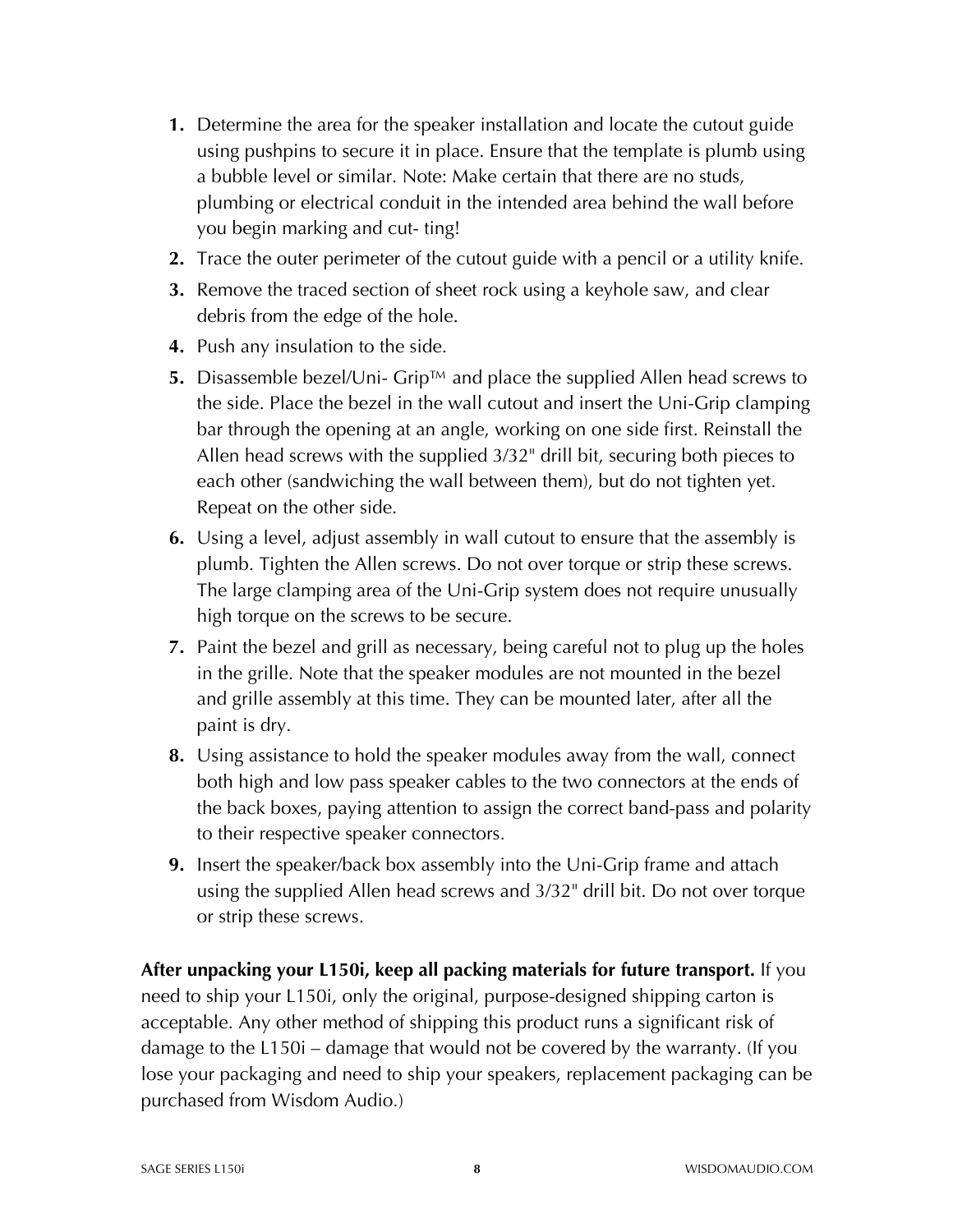1. Determine the area for the speaker installation and locate the cutout guide using pushpins to secure it in place. Ensure that the template is plumb using a bubble level or similar. Note: Make certain that there are no studs, plumbing or electrical conduit in the intended area behind the wall before you begin marking and cut- ting!
2. Trace the outer perimeter of the cutout guide with a pencil or a utility knife.
3. Remove the traced section of sheet rock using a keyhole saw, and clear debris from the edge of the hole.
4. Push any insulation to the side.
5. Disassemble bezel/Uni- Grip™ and place the supplied Allen head screws to the side. Place the bezel in the wall cutout and insert the Uni-Grip clamping bar through the opening at an angle, working on one side first. Reinstall the Allen head screws with the supplied 3/32" drill bit, securing both pieces to each other (sandwiching the wall between them), but do not tighten yet. Repeat on the other side.
6. Using a level, adjust assembly in wall cutout to ensure that the assembly is plumb. Tighten the Allen screws. Do not over torque or strip these screws. The large clamping area of the Uni-Grip system does not require unusually high torque on the screws to be secure.
7. Paint the bezel and grill as necessary, being careful not to plug up the holes in the grille. Note that the speaker modules are not mounted in the bezel and grille assembly at this time. They can be mounted later, after all the paint is dry.
8. Using assistance to hold the speaker modules away from the wall, connect both high and low pass speaker cables to the two connectors at the ends of the back boxes, paying attention to assign the correct band-pass and polarity to their respective speaker connectors.
9. Insert the speaker/back box assembly into the Uni-Grip frame and attach using the supplied Allen head screws and 3/32" drill bit. Do not over torque or strip these screws.

**After unpacking your L150i, keep all packing materials for future transport.** If you need to ship your L150i, only the original, purpose-designed shipping carton is acceptable. Any other method of shipping this product runs a significant risk of damage to the L150i – damage that would not be covered by the warranty. (If you lose your packaging and need to ship your speakers, replacement packaging can be purchased from Wisdom Audio.)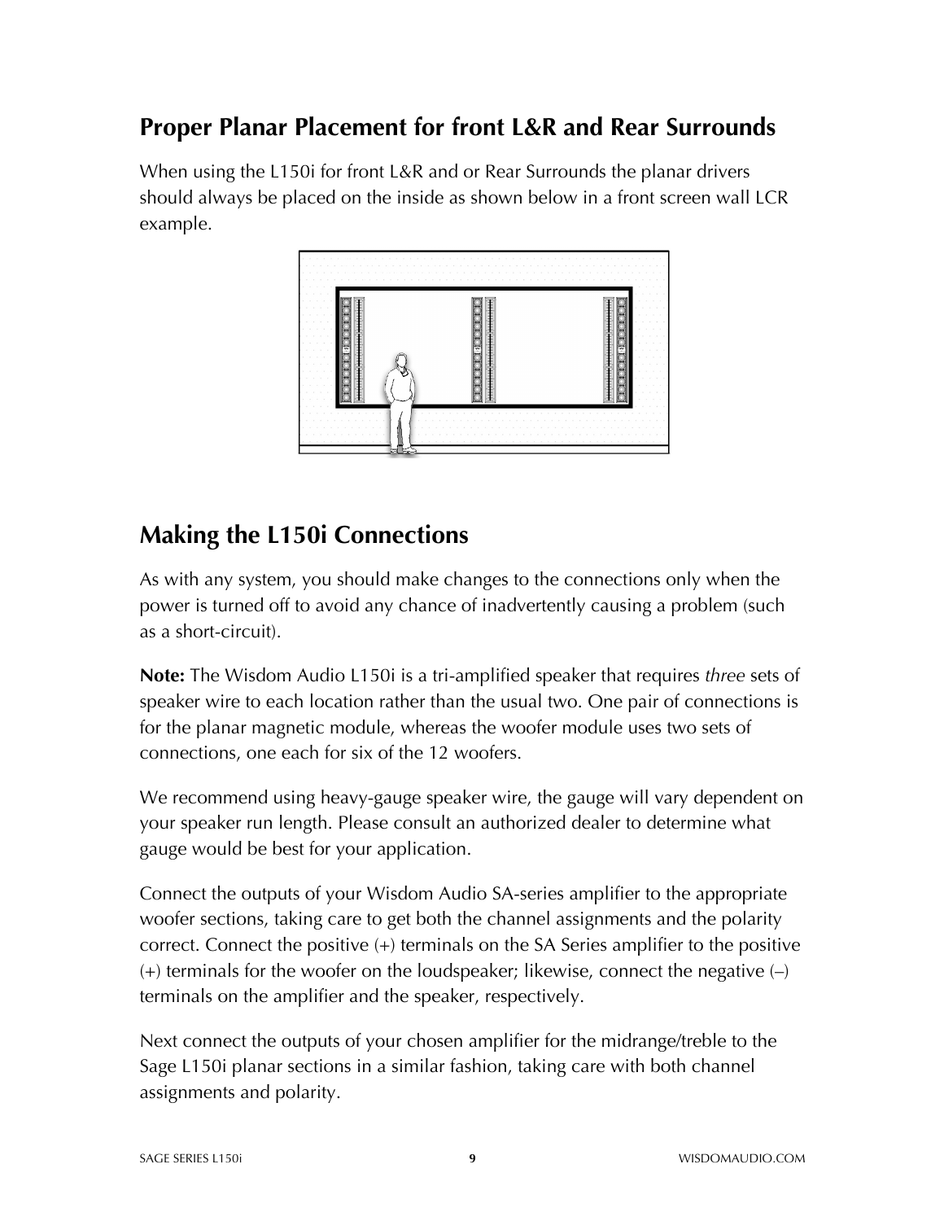## Proper Planar Placement for front L&R and Rear Surrounds

When using the L150i for front L&R and or Rear Surrounds the planar drivers should always be placed on the inside as shown below in a front screen wall LCR example.

## Making the L150i Connections

As with any system, you should make changes to the connections only when the power is turned off to avoid any chance of inadvertently causing a problem (such as a short-circuit).

**Note:** The Wisdom Audio L150i is a tri-amplified speaker that requires *three* sets of speaker wire to each location rather than the usual two. One pair of connections is for the planar magnetic module, whereas the woofer module uses two sets of connections, one each for six of the 12 woofers.

We recommend using heavy-gauge speaker wire, the gauge will vary dependent on your speaker run length. Please consult an authorized dealer to determine what gauge would be best for your application.

Connect the outputs of your Wisdom Audio SA-series amplifier to the appropriate woofer sections, taking care to get both the channel assignments and the polarity correct. Connect the positive (+) terminals on the SA Series amplifier to the positive (+) terminals for the woofer on the loudspeaker; likewise, connect the negative (–) terminals on the amplifier and the speaker, respectively.

Next connect the outputs of your chosen amplifier for the midrange/treble to the Sage L150i planar sections in a similar fashion, taking care with both channel assignments and polarity.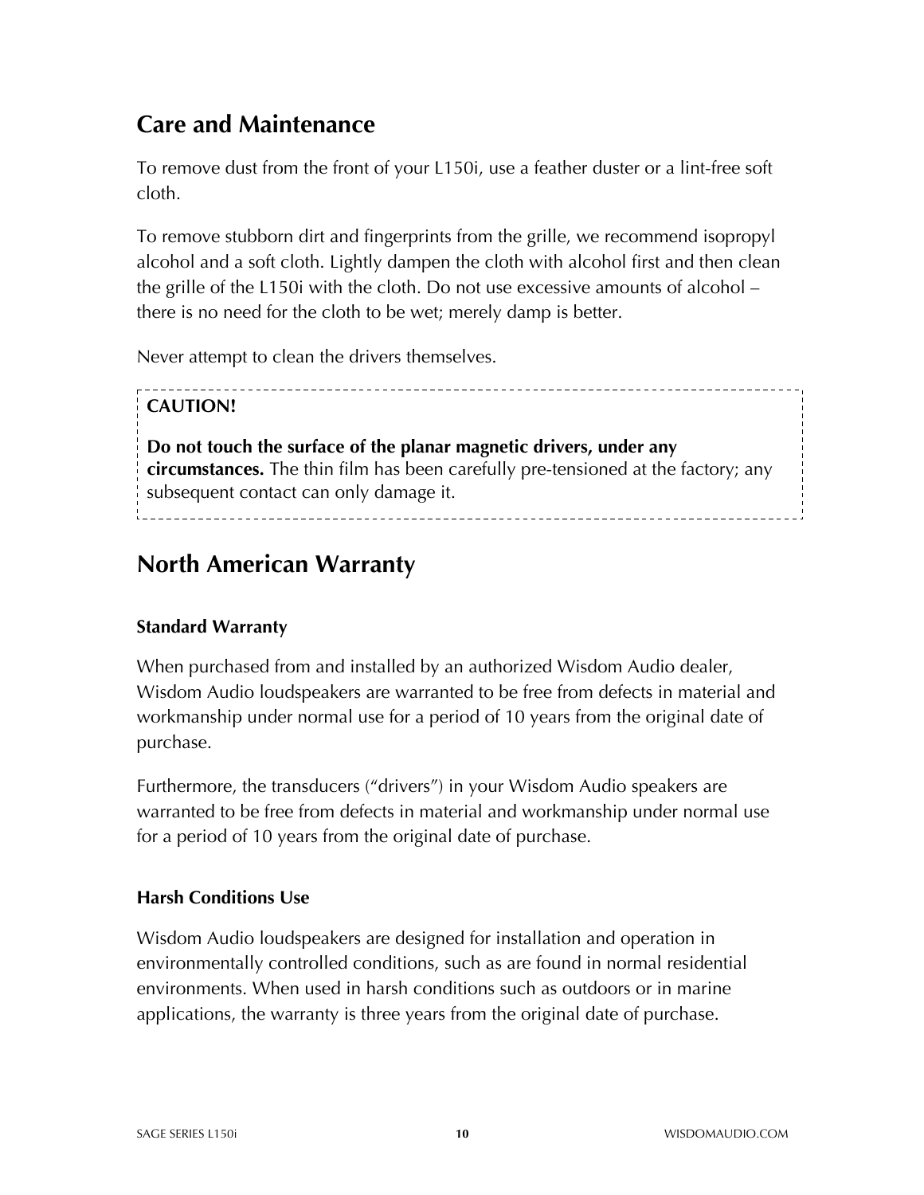## Care and Maintenance

To remove dust from the front of your L150i, use a feather duster or a lint-free soft cloth.

To remove stubborn dirt and fingerprints from the grille, we recommend isopropyl alcohol and a soft cloth. Lightly dampen the cloth with alcohol first and then clean the grille of the L150i with the cloth. Do not use excessive amounts of alcohol – there is no need for the cloth to be wet; merely damp is better.

Never attempt to clean the drivers themselves.

**CAUTION!**

**Do not touch the surface of the planar magnetic drivers, under any circumstances.** The thin film has been carefully pre-tensioned at the factory; any subsequent contact can only damage it.

## North American Warranty

### Standard Warranty

When purchased from and installed by an authorized Wisdom Audio dealer, Wisdom Audio loudspeakers are warranted to be free from defects in material and workmanship under normal use for a period of 10 years from the original date of purchase.

Furthermore, the transducers ("drivers") in your Wisdom Audio speakers are warranted to be free from defects in material and workmanship under normal use for a period of 10 years from the original date of purchase.

### Harsh Conditions Use

Wisdom Audio loudspeakers are designed for installation and operation in environmentally controlled conditions, such as are found in normal residential environments. When used in harsh conditions such as outdoors or in marine applications, the warranty is three years from the original date of purchase.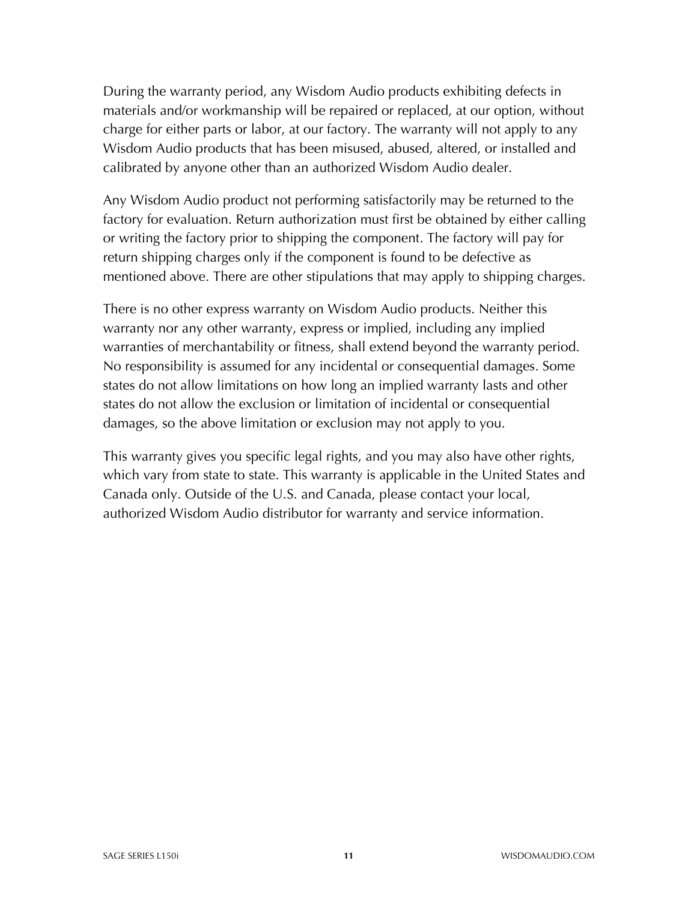During the warranty period, any Wisdom Audio products exhibiting defects in materials and/or workmanship will be repaired or replaced, at our option, without charge for either parts or labor, at our factory. The warranty will not apply to any Wisdom Audio products that has been misused, abused, altered, or installed and calibrated by anyone other than an authorized Wisdom Audio dealer.

Any Wisdom Audio product not performing satisfactorily may be returned to the factory for evaluation. Return authorization must first be obtained by either calling or writing the factory prior to shipping the component. The factory will pay for return shipping charges only if the component is found to be defective as mentioned above. There are other stipulations that may apply to shipping charges.

There is no other express warranty on Wisdom Audio products. Neither this warranty nor any other warranty, express or implied, including any implied warranties of merchantability or fitness, shall extend beyond the warranty period. No responsibility is assumed for any incidental or consequential damages. Some states do not allow limitations on how long an implied warranty lasts and other states do not allow the exclusion or limitation of incidental or consequential damages, so the above limitation or exclusion may not apply to you.

This warranty gives you specific legal rights, and you may also have other rights, which vary from state to state. This warranty is applicable in the United States and Canada only. Outside of the U.S. and Canada, please contact your local, authorized Wisdom Audio distributor for warranty and service information.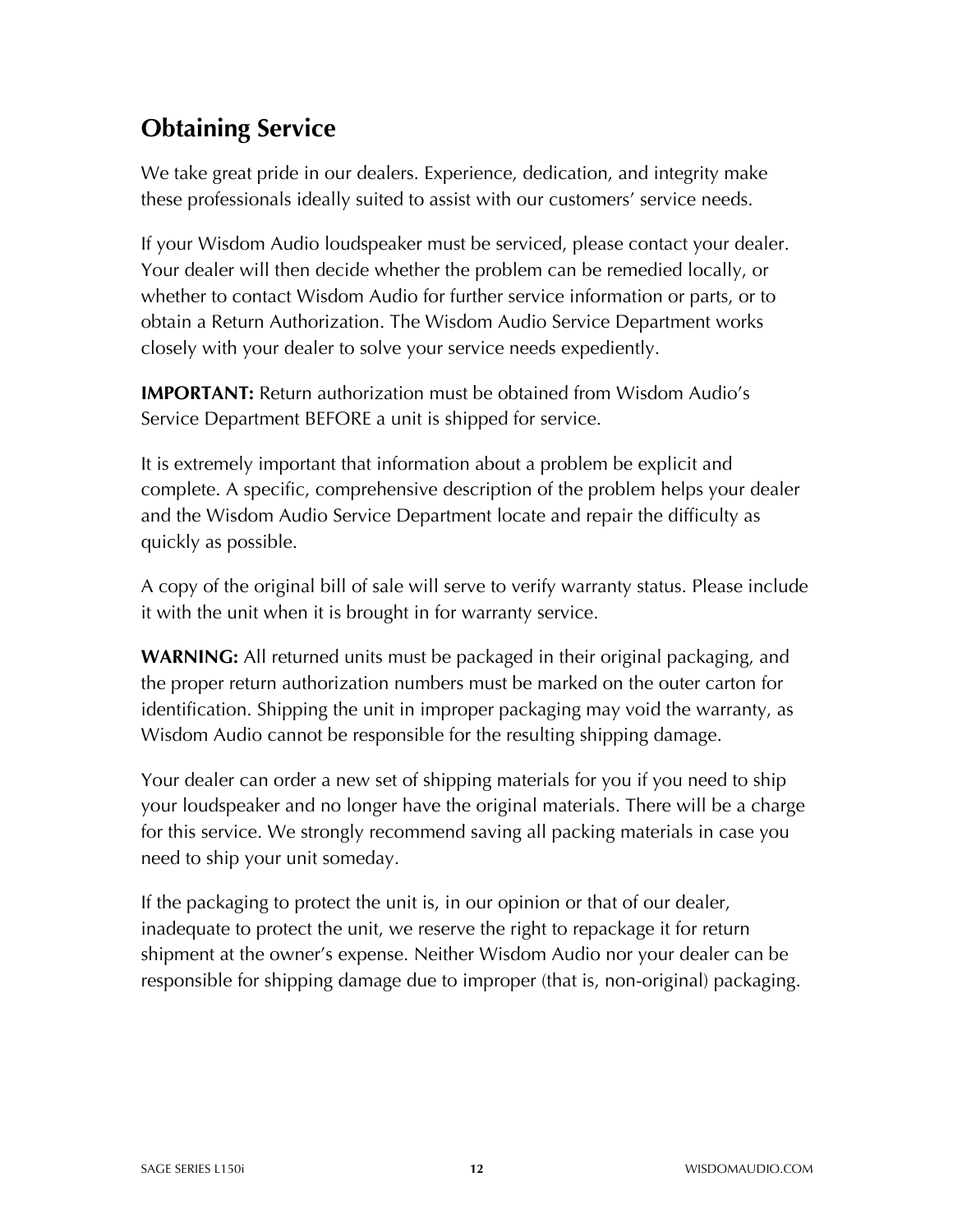## Obtaining Service

We take great pride in our dealers. Experience, dedication, and integrity make these professionals ideally suited to assist with our customers' service needs.

If your Wisdom Audio loudspeaker must be serviced, please contact your dealer. Your dealer will then decide whether the problem can be remedied locally, or whether to contact Wisdom Audio for further service information or parts, or to obtain a Return Authorization. The Wisdom Audio Service Department works closely with your dealer to solve your service needs expediently.

**IMPORTANT:** Return authorization must be obtained from Wisdom Audio's Service Department BEFORE a unit is shipped for service.

It is extremely important that information about a problem be explicit and complete. A specific, comprehensive description of the problem helps your dealer and the Wisdom Audio Service Department locate and repair the difficulty as quickly as possible.

A copy of the original bill of sale will serve to verify warranty status. Please include it with the unit when it is brought in for warranty service.

**WARNING:** All returned units must be packaged in their original packaging, and the proper return authorization numbers must be marked on the outer carton for identification. Shipping the unit in improper packaging may void the warranty, as Wisdom Audio cannot be responsible for the resulting shipping damage.

Your dealer can order a new set of shipping materials for you if you need to ship your loudspeaker and no longer have the original materials. There will be a charge for this service. We strongly recommend saving all packing materials in case you need to ship your unit someday.

If the packaging to protect the unit is, in our opinion or that of our dealer, inadequate to protect the unit, we reserve the right to repackage it for return shipment at the owner's expense. Neither Wisdom Audio nor your dealer can be responsible for shipping damage due to improper (that is, non-original) packaging.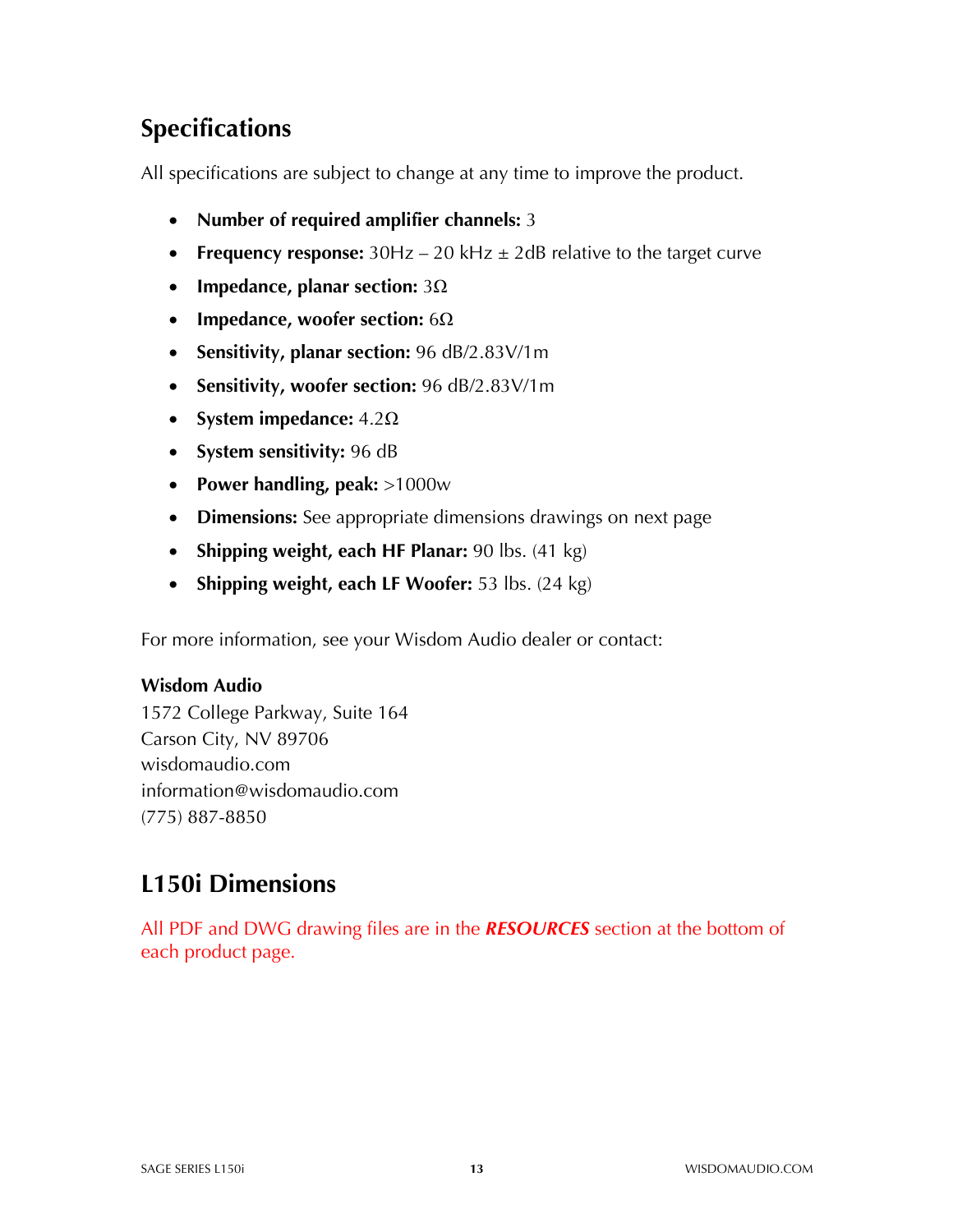## Specifications

All specifications are subject to change at any time to improve the product.

- **Number of required amplifier channels:** 3
- **Frequency response:** 30Hz – 20 kHz ± 2dB relative to the target curve
- **Impedance, planar section:** 3Ω
- **Impedance, woofer section:** 6Ω
- **Sensitivity, planar section:** 96 dB/2.83V/1m
- **Sensitivity, woofer section:** 96 dB/2.83V/1m
- **System impedance:** 4.2Ω
- **System sensitivity:** 96 dB
- **Power handling, peak:** >1000w
- **Dimensions:** See appropriate dimensions drawings on next page
- **Shipping weight, each HF Planar:** 90 lbs. (41 kg)
- **Shipping weight, each LF Woofer:** 53 lbs. (24 kg)

For more information, see your Wisdom Audio dealer or contact:

**Wisdom Audio**
1572 College Parkway, Suite 164
Carson City, NV 89706
wisdomaudio.com
information@wisdomaudio.com
(775) 887-8850

## L150i Dimensions

All PDF and DWG drawing files are in the ***RESOURCES*** section at the bottom of each product page.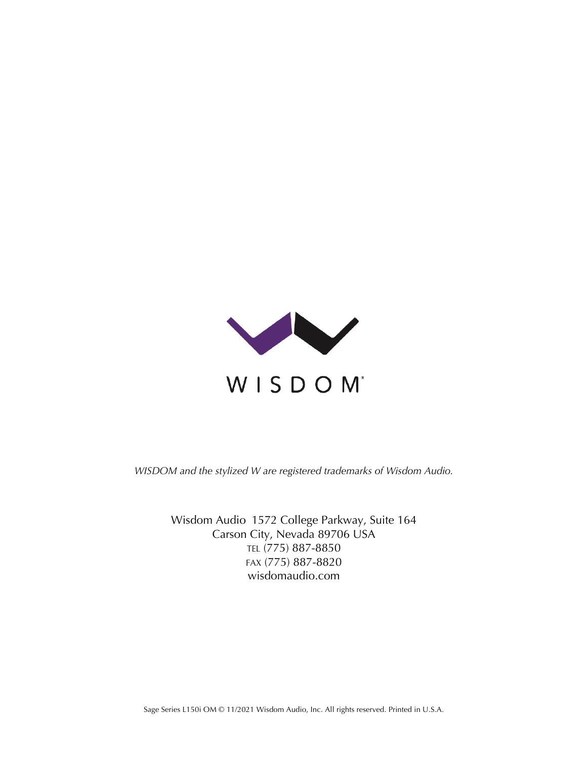WISDOM

*WISDOM and the stylized W are registered trademarks of Wisdom Audio.*

Wisdom Audio 1572 College Parkway, Suite 164
Carson City, Nevada 89706 USA
TEL (775) 887-8850
FAX (775) 887-8820
wisdomaudio.com

Sage Series L150i OM © 11/2021 Wisdom Audio, Inc. All rights reserved. Printed in U.S.A.